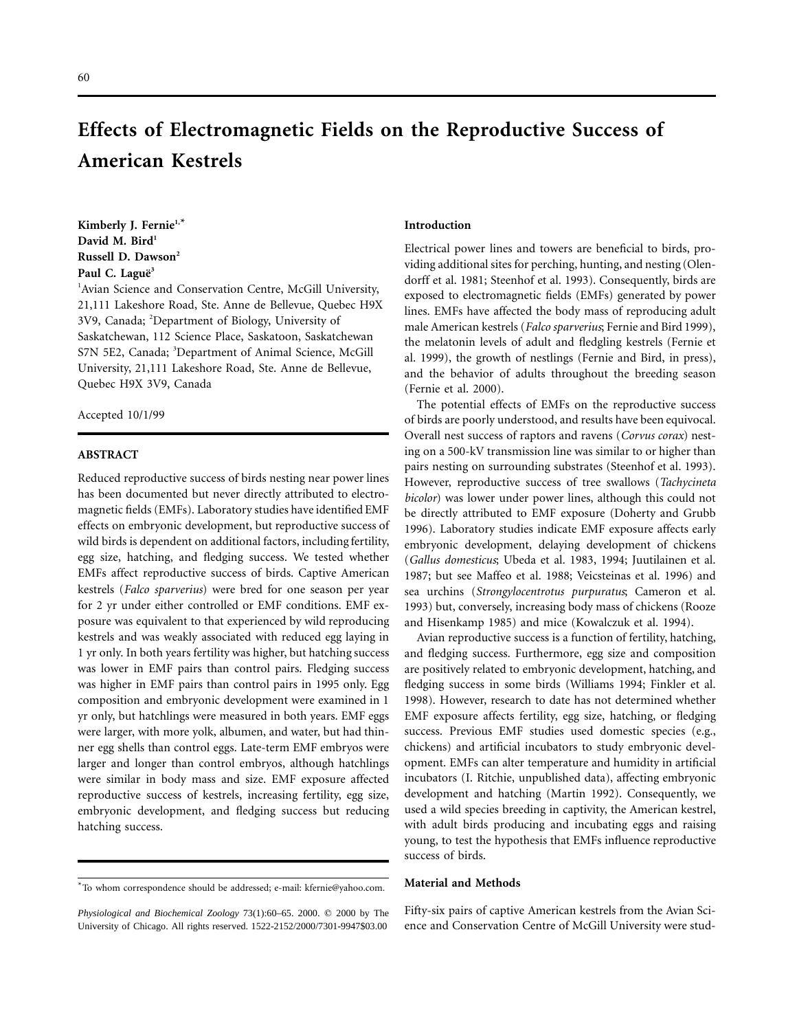# Effects of Electromagnetic Fields on the Reproductive Success of American Kestrels

**Kimberly J. Fernie[1,*]**
**David M. Bird[1]**
**Russell D. Dawson[2]**
**Paul C. Laguë[3]**

[1]Avian Science and Conservation Centre, McGill University, 21,111 Lakeshore Road, Ste. Anne de Bellevue, Quebec H9X 3V9, Canada; [2]Department of Biology, University of Saskatchewan, 112 Science Place, Saskatoon, Saskatchewan S7N 5E2, Canada; [3]Department of Animal Science, McGill University, 21,111 Lakeshore Road, Ste. Anne de Bellevue, Quebec H9X 3V9, Canada

Accepted 10/1/99

## ABSTRACT

Reduced reproductive success of birds nesting near power lines has been documented but never directly attributed to electromagnetic fields (EMFs). Laboratory studies have identified EMF effects on embryonic development, but reproductive success of wild birds is dependent on additional factors, including fertility, egg size, hatching, and fledging success. We tested whether EMFs affect reproductive success of birds. Captive American kestrels (*Falco sparverius*) were bred for one season per year for 2 yr under either controlled or EMF conditions. EMF exposure was equivalent to that experienced by wild reproducing kestrels and was weakly associated with reduced egg laying in 1 yr only. In both years fertility was higher, but hatching success was lower in EMF pairs than control pairs. Fledging success was higher in EMF pairs than control pairs in 1995 only. Egg composition and embryonic development were examined in 1 yr only, but hatchlings were measured in both years. EMF eggs were larger, with more yolk, albumen, and water, but had thinner egg shells than control eggs. Late-term EMF embryos were larger and longer than control embryos, although hatchlings were similar in body mass and size. EMF exposure affected reproductive success of kestrels, increasing fertility, egg size, embryonic development, and fledging success but reducing hatching success.

[*]To whom correspondence should be addressed; e-mail: kfernie@yahoo.com.

*Physiological and Biochemical Zoology* 73(1):60–65. 2000. © 2000 by The University of Chicago. All rights reserved. 1522-2152/2000/7301-9947$03.00

## Introduction

Electrical power lines and towers are beneficial to birds, providing additional sites for perching, hunting, and nesting (Olendorff et al. 1981; Steenhof et al. 1993). Consequently, birds are exposed to electromagnetic fields (EMFs) generated by power lines. EMFs have affected the body mass of reproducing adult male American kestrels (*Falco sparverius*; Fernie and Bird 1999), the melatonin levels of adult and fledgling kestrels (Fernie et al. 1999), the growth of nestlings (Fernie and Bird, in press), and the behavior of adults throughout the breeding season (Fernie et al. 2000).

The potential effects of EMFs on the reproductive success of birds are poorly understood, and results have been equivocal. Overall nest success of raptors and ravens (*Corvus corax*) nesting on a 500-kV transmission line was similar to or higher than pairs nesting on surrounding substrates (Steenhof et al. 1993). However, reproductive success of tree swallows (*Tachycineta bicolor*) was lower under power lines, although this could not be directly attributed to EMF exposure (Doherty and Grubb 1996). Laboratory studies indicate EMF exposure affects early embryonic development, delaying development of chickens (*Gallus domesticus*; Ubeda et al. 1983, 1994; Juutilainen et al. 1987; but see Maffeo et al. 1988; Veicsteinas et al. 1996) and sea urchins (*Strongylocentrotus purpuratus*; Cameron et al. 1993) but, conversely, increasing body mass of chickens (Rooze and Hisenkamp 1985) and mice (Kowalczuk et al. 1994).

Avian reproductive success is a function of fertility, hatching, and fledging success. Furthermore, egg size and composition are positively related to embryonic development, hatching, and fledging success in some birds (Williams 1994; Finkler et al. 1998). However, research to date has not determined whether EMF exposure affects fertility, egg size, hatching, or fledging success. Previous EMF studies used domestic species (e.g., chickens) and artificial incubators to study embryonic development. EMFs can alter temperature and humidity in artificial incubators (I. Ritchie, unpublished data), affecting embryonic development and hatching (Martin 1992). Consequently, we used a wild species breeding in captivity, the American kestrel, with adult birds producing and incubating eggs and raising young, to test the hypothesis that EMFs influence reproductive success of birds.

## Material and Methods

Fifty-six pairs of captive American kestrels from the Avian Science and Conservation Centre of McGill University were stud-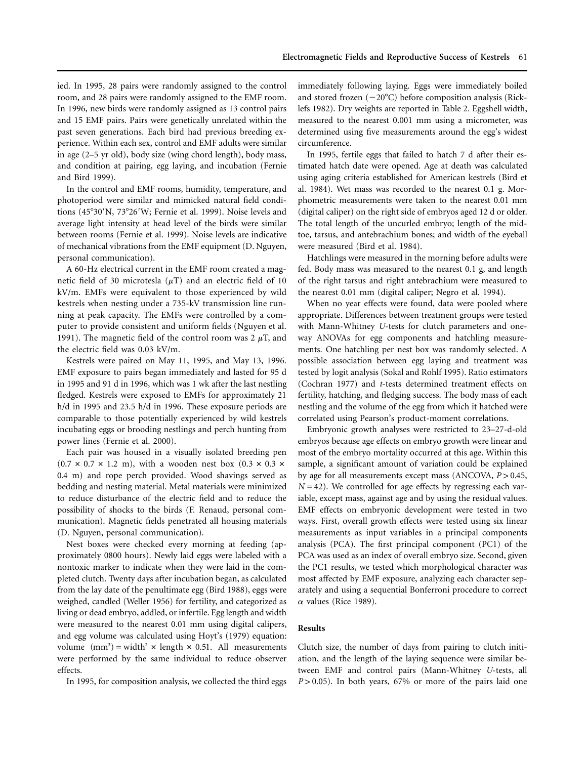ied. In 1995, 28 pairs were randomly assigned to the control room, and 28 pairs were randomly assigned to the EMF room. In 1996, new birds were randomly assigned as 13 control pairs and 15 EMF pairs. Pairs were genetically unrelated within the past seven generations. Each bird had previous breeding experience. Within each sex, control and EMF adults were similar in age (2–5 yr old), body size (wing chord length), body mass, and condition at pairing, egg laying, and incubation (Fernie and Bird 1999).

In the control and EMF rooms, humidity, temperature, and photoperiod were similar and mimicked natural field conditions (45°30′N, 73°26′W; Fernie et al. 1999). Noise levels and average light intensity at head level of the birds were similar between rooms (Fernie et al. 1999). Noise levels are indicative of mechanical vibrations from the EMF equipment (D. Nguyen, personal communication).

A 60-Hz electrical current in the EMF room created a magnetic field of 30 microtesla ($\mu$T) and an electric field of 10 kV/m. EMFs were equivalent to those experienced by wild kestrels when nesting under a 735-kV transmission line running at peak capacity. The EMFs were controlled by a computer to provide consistent and uniform fields (Nguyen et al. 1991). The magnetic field of the control room was 2 $\mu$T, and the electric field was 0.03 kV/m.

Kestrels were paired on May 11, 1995, and May 13, 1996. EMF exposure to pairs began immediately and lasted for 95 d in 1995 and 91 d in 1996, which was 1 wk after the last nestling fledged. Kestrels were exposed to EMFs for approximately 21 h/d in 1995 and 23.5 h/d in 1996. These exposure periods are comparable to those potentially experienced by wild kestrels incubating eggs or brooding nestlings and perch hunting from power lines (Fernie et al. 2000).

Each pair was housed in a visually isolated breeding pen (0.7 × 0.7 × 1.2 m), with a wooden nest box (0.3 × 0.3 × 0.4 m) and rope perch provided. Wood shavings served as bedding and nesting material. Metal materials were minimized to reduce disturbance of the electric field and to reduce the possibility of shocks to the birds (F. Renaud, personal communication). Magnetic fields penetrated all housing materials (D. Nguyen, personal communication).

Nest boxes were checked every morning at feeding (approximately 0800 hours). Newly laid eggs were labeled with a nontoxic marker to indicate when they were laid in the completed clutch. Twenty days after incubation began, as calculated from the lay date of the penultimate egg (Bird 1988), eggs were weighed, candled (Weller 1956) for fertility, and categorized as living or dead embryo, addled, or infertile. Egg length and width were measured to the nearest 0.01 mm using digital calipers, and egg volume was calculated using Hoyt's (1979) equation: volume $(\text{mm}^3) = \text{width}^2 \times \text{length} \times 0.51$. All measurements were performed by the same individual to reduce observer effects.

In 1995, for composition analysis, we collected the third eggs immediately following laying. Eggs were immediately boiled and stored frozen (−20°C) before composition analysis (Ricklefs 1982). Dry weights are reported in Table 2. Eggshell width, measured to the nearest 0.001 mm using a micrometer, was determined using five measurements around the egg's widest circumference.

In 1995, fertile eggs that failed to hatch 7 d after their estimated hatch date were opened. Age at death was calculated using aging criteria established for American kestrels (Bird et al. 1984). Wet mass was recorded to the nearest 0.1 g. Morphometric measurements were taken to the nearest 0.01 mm (digital caliper) on the right side of embryos aged 12 d or older. The total length of the uncurled embryo; length of the midtoe, tarsus, and antebrachium bones; and width of the eyeball were measured (Bird et al. 1984).

Hatchlings were measured in the morning before adults were fed. Body mass was measured to the nearest 0.1 g, and length of the right tarsus and right antebrachium were measured to the nearest 0.01 mm (digital caliper; Negro et al. 1994).

When no year effects were found, data were pooled where appropriate. Differences between treatment groups were tested with Mann-Whitney *U*-tests for clutch parameters and one-way ANOVAs for egg components and hatchling measurements. One hatchling per nest box was randomly selected. A possible association between egg laying and treatment was tested by logit analysis (Sokal and Rohlf 1995). Ratio estimators (Cochran 1977) and *t*-tests determined treatment effects on fertility, hatching, and fledging success. The body mass of each nestling and the volume of the egg from which it hatched were correlated using Pearson's product-moment correlations.

Embryonic growth analyses were restricted to 23–27-d-old embryos because age effects on embryo growth were linear and most of the embryo mortality occurred at this age. Within this sample, a significant amount of variation could be explained by age for all measurements except mass (ANCOVA, $P > 0.45$, $N = 42$). We controlled for age effects by regressing each variable, except mass, against age and by using the residual values. EMF effects on embryonic development were tested in two ways. First, overall growth effects were tested using six linear measurements as input variables in a principal components analysis (PCA). The first principal component (PC1) of the PCA was used as an index of overall embryo size. Second, given the PC1 results, we tested which morphological character was most affected by EMF exposure, analyzing each character separately and using a sequential Bonferroni procedure to correct $\alpha$ values (Rice 1989).

## Results

Clutch size, the number of days from pairing to clutch initiation, and the length of the laying sequence were similar between EMF and control pairs (Mann-Whitney *U*-tests, all $P > 0.05$). In both years, 67% or more of the pairs laid one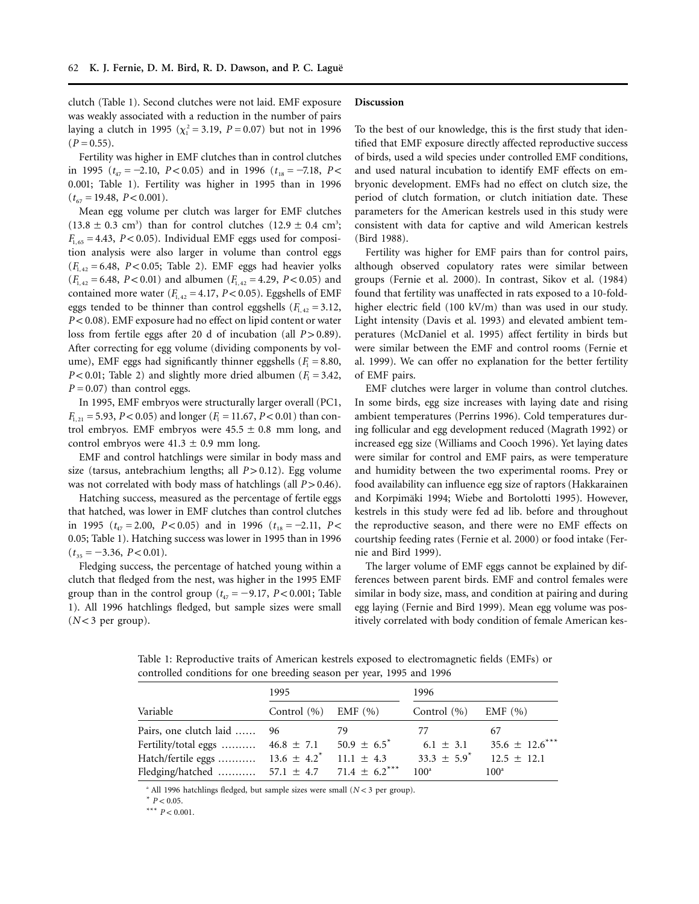clutch (Table 1). Second clutches were not laid. EMF exposure was weakly associated with a reduction in the number of pairs laying a clutch in 1995 ($\chi^2_1 = 3.19$, $P = 0.07$) but not in 1996 ($P = 0.55$).

Fertility was higher in EMF clutches than in control clutches in 1995 ($t_{47} = -2.10$, $P < 0.05$) and in 1996 ($t_{18} = -7.18$, $P < 0.001$; Table 1). Fertility was higher in 1995 than in 1996 ($t_{67} = 19.48$, $P < 0.001$).

Mean egg volume per clutch was larger for EMF clutches ($13.8 \pm 0.3$ cm$^3$) than for control clutches ($12.9 \pm 0.4$ cm$^3$; $F_{1,65} = 4.43$, $P < 0.05$). Individual EMF eggs used for composition analysis were also larger in volume than control eggs ($F_{1,42} = 6.48$, $P < 0.05$; Table 2). EMF eggs had heavier yolks ($F_{1,42} = 6.48$, $P < 0.01$) and albumen ($F_{1,42} = 4.29$, $P < 0.05$) and contained more water ($F_{1,42} = 4.17$, $P < 0.05$). Eggshells of EMF eggs tended to be thinner than control eggshells ($F_{1,42} = 3.12$, $P < 0.08$). EMF exposure had no effect on lipid content or water loss from fertile eggs after 20 d of incubation (all $P > 0.89$). After correcting for egg volume (dividing components by volume), EMF eggs had significantly thinner eggshells ($F_1 = 8.80$, $P < 0.01$; Table 2) and slightly more dried albumen ($F_1 = 3.42$, $P = 0.07$) than control eggs.

In 1995, EMF embryos were structurally larger overall (PC1, $F_{1,21} = 5.93$, $P < 0.05$) and longer ($F_1 = 11.67$, $P < 0.01$) than control embryos. EMF embryos were $45.5 \pm 0.8$ mm long, and control embryos were $41.3 \pm 0.9$ mm long.

EMF and control hatchlings were similar in body mass and size (tarsus, antebrachium lengths; all $P > 0.12$). Egg volume was not correlated with body mass of hatchlings (all $P > 0.46$).

Hatching success, measured as the percentage of fertile eggs that hatched, was lower in EMF clutches than control clutches in 1995 ($t_{47} = 2.00$, $P < 0.05$) and in 1996 ($t_{18} = -2.11$, $P < 0.05$; Table 1). Hatching success was lower in 1995 than in 1996 ($t_{35} = -3.36$, $P < 0.01$).

Fledging success, the percentage of hatched young within a clutch that fledged from the nest, was higher in the 1995 EMF group than in the control group ($t_{47} = -9.17$, $P < 0.001$; Table 1). All 1996 hatchlings fledged, but sample sizes were small ($N < 3$ per group).

## Discussion

To the best of our knowledge, this is the first study that identified that EMF exposure directly affected reproductive success of birds, used a wild species under controlled EMF conditions, and used natural incubation to identify EMF effects on embryonic development. EMFs had no effect on clutch size, the period of clutch formation, or clutch initiation date. These parameters for the American kestrels used in this study were consistent with data for captive and wild American kestrels (Bird 1988).

Fertility was higher for EMF pairs than for control pairs, although observed copulatory rates were similar between groups (Fernie et al. 2000). In contrast, Sikov et al. (1984) found that fertility was unaffected in rats exposed to a 10-fold-higher electric field (100 kV/m) than was used in our study. Light intensity (Davis et al. 1993) and elevated ambient temperatures (McDaniel et al. 1995) affect fertility in birds but were similar between the EMF and control rooms (Fernie et al. 1999). We can offer no explanation for the better fertility of EMF pairs.

EMF clutches were larger in volume than control clutches. In some birds, egg size increases with laying date and rising ambient temperatures (Perrins 1996). Cold temperatures during follicular and egg development reduced (Magrath 1992) or increased egg size (Williams and Cooch 1996). Yet laying dates were similar for control and EMF pairs, as were temperature and humidity between the two experimental rooms. Prey or food availability can influence egg size of raptors (Hakkarainen and Korpimäki 1994; Wiebe and Bortolotti 1995). However, kestrels in this study were fed ad lib. before and throughout the reproductive season, and there were no EMF effects on courtship feeding rates (Fernie et al. 2000) or food intake (Fernie and Bird 1999).

The larger volume of EMF eggs cannot be explained by differences between parent birds. EMF and control females were similar in body size, mass, and condition at pairing and during egg laying (Fernie and Bird 1999). Mean egg volume was positively correlated with body condition of female American kes-

Table 1: Reproductive traits of American kestrels exposed to electromagnetic fields (EMFs) or controlled conditions for one breeding season per year, 1995 and 1996

| Variable | 1995 Control (%) | 1995 EMF (%) | 1996 Control (%) | 1996 EMF (%) |
|---|---|---|---|---|
| Pairs, one clutch laid | 96 | 79 | 77 | 67 |
| Fertility/total eggs | $46.8 \pm 7.1$ | $50.9 \pm 6.5^{*}$ | $6.1 \pm 3.1$ | $35.6 \pm 12.6^{***}$ |
| Hatch/fertile eggs | $13.6 \pm 4.2^{*}$ | $11.1 \pm 4.3$ | $33.3 \pm 5.9^{*}$ | $12.5 \pm 12.1$ |
| Fledging/hatched | $57.1 \pm 4.7$ | $71.4 \pm 6.2^{***}$ | 100[a] | 100[a] |

[a] All 1996 hatchlings fledged, but sample sizes were small ($N < 3$ per group).

$^{*}$ $P < 0.05$.

$^{***}$ $P < 0.001$.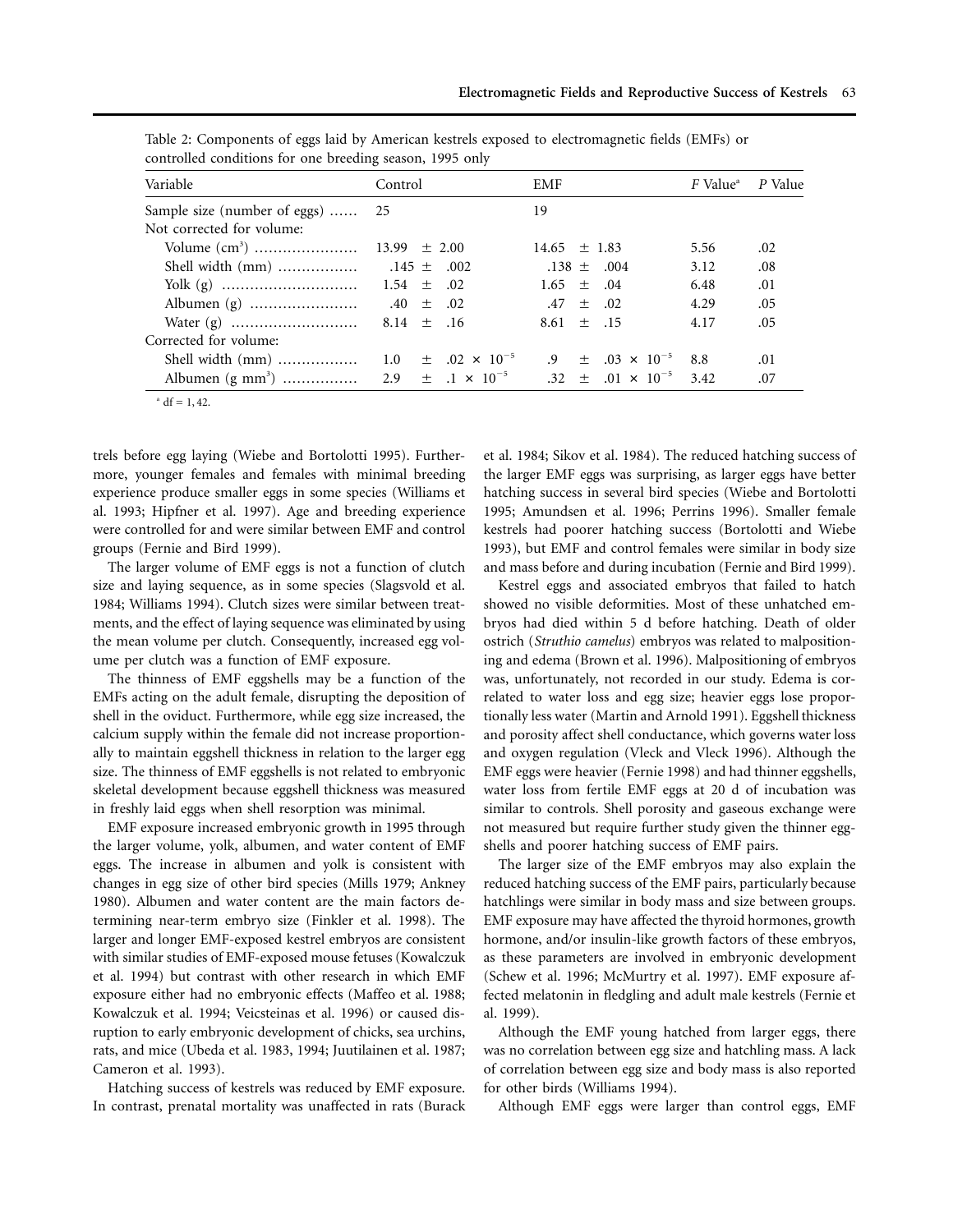Table 2: Components of eggs laid by American kestrels exposed to electromagnetic fields (EMFs) or controlled conditions for one breeding season, 1995 only

| Variable | Control | EMF | *F* Value[a] | *P* Value |
|---|---|---|---|---|
| Sample size (number of eggs) | 25 | 19 | | |
| Not corrected for volume: | | | | |
| Volume ($cm^3$) | 13.99 ± 2.00 | 14.65 ± 1.83 | 5.56 | .02 |
| Shell width (mm) | .145 ± .002 | .138 ± .004 | 3.12 | .08 |
| Yolk (g) | 1.54 ± .02 | 1.65 ± .04 | 6.48 | .01 |
| Albumen (g) | .40 ± .02 | .47 ± .02 | 4.29 | .05 |
| Water (g) | 8.14 ± .16 | 8.61 ± .15 | 4.17 | .05 |
| Corrected for volume: | | | | |
| Shell width (mm) | 1.0 ± .02 × $10^{-5}$ | .9 ± .03 × $10^{-5}$ | 8.8 | .01 |
| Albumen (g $mm^3$) | 2.9 ± .1 × $10^{-5}$ | .32 ± .01 × $10^{-5}$ | 3.42 | .07 |

[a] df = 1, 42.

trels before egg laying (Wiebe and Bortolotti 1995). Furthermore, younger females and females with minimal breeding experience produce smaller eggs in some species (Williams et al. 1993; Hipfner et al. 1997). Age and breeding experience were controlled for and were similar between EMF and control groups (Fernie and Bird 1999).

The larger volume of EMF eggs is not a function of clutch size and laying sequence, as in some species (Slagsvold et al. 1984; Williams 1994). Clutch sizes were similar between treatments, and the effect of laying sequence was eliminated by using the mean volume per clutch. Consequently, increased egg volume per clutch was a function of EMF exposure.

The thinness of EMF eggshells may be a function of the EMFs acting on the adult female, disrupting the deposition of shell in the oviduct. Furthermore, while egg size increased, the calcium supply within the female did not increase proportionally to maintain eggshell thickness in relation to the larger egg size. The thinness of EMF eggshells is not related to embryonic skeletal development because eggshell thickness was measured in freshly laid eggs when shell resorption was minimal.

EMF exposure increased embryonic growth in 1995 through the larger volume, yolk, albumen, and water content of EMF eggs. The increase in albumen and yolk is consistent with changes in egg size of other bird species (Mills 1979; Ankney 1980). Albumen and water content are the main factors determining near-term embryo size (Finkler et al. 1998). The larger and longer EMF-exposed kestrel embryos are consistent with similar studies of EMF-exposed mouse fetuses (Kowalczuk et al. 1994) but contrast with other research in which EMF exposure either had no embryonic effects (Maffeo et al. 1988; Kowalczuk et al. 1994; Veicsteinas et al. 1996) or caused disruption to early embryonic development of chicks, sea urchins, rats, and mice (Ubeda et al. 1983, 1994; Juutilainen et al. 1987; Cameron et al. 1993).

Hatching success of kestrels was reduced by EMF exposure. In contrast, prenatal mortality was unaffected in rats (Burack et al. 1984; Sikov et al. 1984). The reduced hatching success of the larger EMF eggs was surprising, as larger eggs have better hatching success in several bird species (Wiebe and Bortolotti 1995; Amundsen et al. 1996; Perrins 1996). Smaller female kestrels had poorer hatching success (Bortolotti and Wiebe 1993), but EMF and control females were similar in body size and mass before and during incubation (Fernie and Bird 1999).

Kestrel eggs and associated embryos that failed to hatch showed no visible deformities. Most of these unhatched embryos had died within 5 d before hatching. Death of older ostrich (*Struthio camelus*) embryos was related to malpositioning and edema (Brown et al. 1996). Malpositioning of embryos was, unfortunately, not recorded in our study. Edema is correlated to water loss and egg size; heavier eggs lose proportionally less water (Martin and Arnold 1991). Eggshell thickness and porosity affect shell conductance, which governs water loss and oxygen regulation (Vleck and Vleck 1996). Although the EMF eggs were heavier (Fernie 1998) and had thinner eggshells, water loss from fertile EMF eggs at 20 d of incubation was similar to controls. Shell porosity and gaseous exchange were not measured but require further study given the thinner eggshells and poorer hatching success of EMF pairs.

The larger size of the EMF embryos may also explain the reduced hatching success of the EMF pairs, particularly because hatchlings were similar in body mass and size between groups. EMF exposure may have affected the thyroid hormones, growth hormone, and/or insulin-like growth factors of these embryos, as these parameters are involved in embryonic development (Schew et al. 1996; McMurtry et al. 1997). EMF exposure affected melatonin in fledgling and adult male kestrels (Fernie et al. 1999).

Although the EMF young hatched from larger eggs, there was no correlation between egg size and hatchling mass. A lack of correlation between egg size and body mass is also reported for other birds (Williams 1994).

Although EMF eggs were larger than control eggs, EMF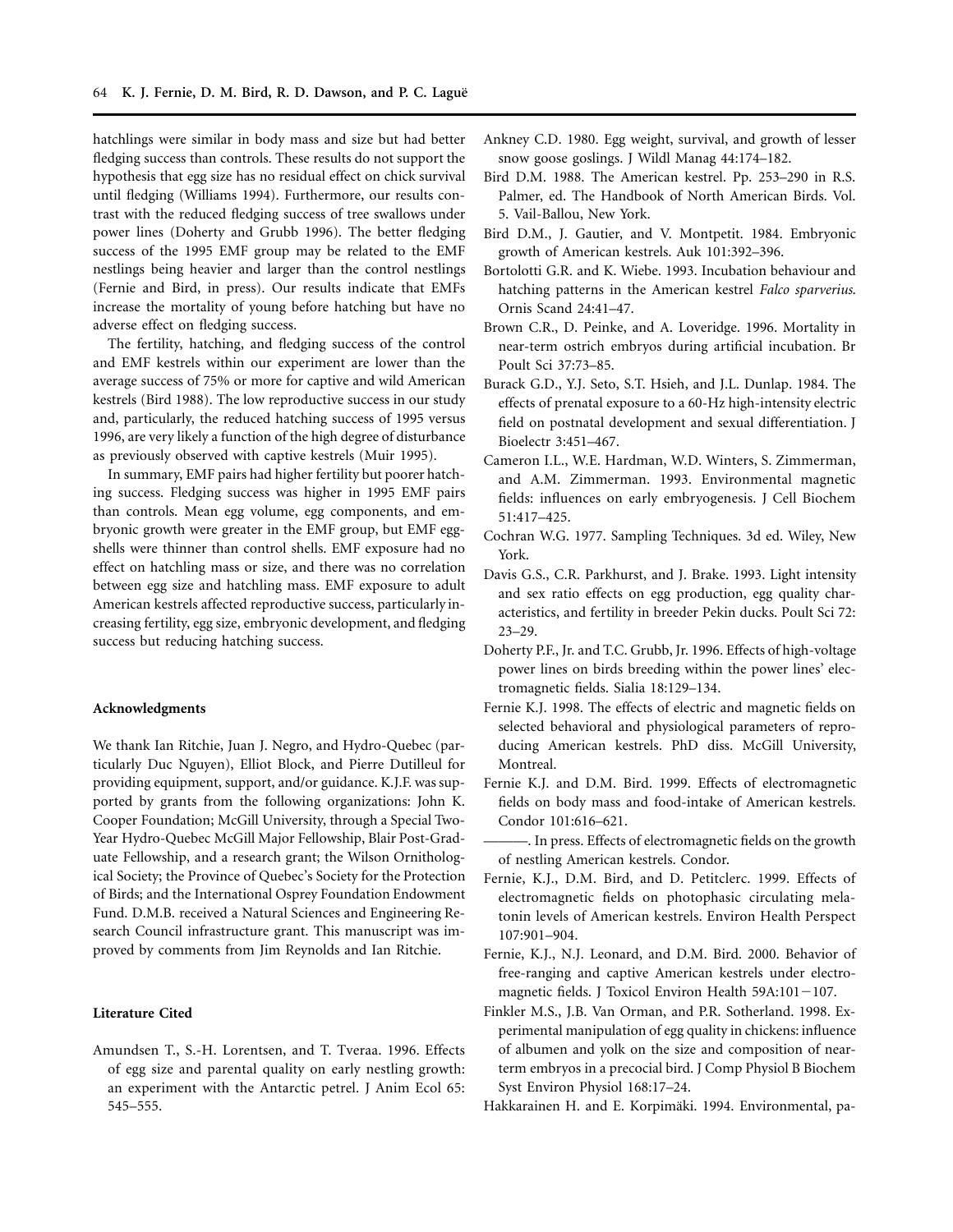hatchlings were similar in body mass and size but had better fledging success than controls. These results do not support the hypothesis that egg size has no residual effect on chick survival until fledging (Williams 1994). Furthermore, our results contrast with the reduced fledging success of tree swallows under power lines (Doherty and Grubb 1996). The better fledging success of the 1995 EMF group may be related to the EMF nestlings being heavier and larger than the control nestlings (Fernie and Bird, in press). Our results indicate that EMFs increase the mortality of young before hatching but have no adverse effect on fledging success.

The fertility, hatching, and fledging success of the control and EMF kestrels within our experiment are lower than the average success of 75% or more for captive and wild American kestrels (Bird 1988). The low reproductive success in our study and, particularly, the reduced hatching success of 1995 versus 1996, are very likely a function of the high degree of disturbance as previously observed with captive kestrels (Muir 1995).

In summary, EMF pairs had higher fertility but poorer hatching success. Fledging success was higher in 1995 EMF pairs than controls. Mean egg volume, egg components, and embryonic growth were greater in the EMF group, but EMF eggshells were thinner than control shells. EMF exposure had no effect on hatchling mass or size, and there was no correlation between egg size and hatchling mass. EMF exposure to adult American kestrels affected reproductive success, particularly increasing fertility, egg size, embryonic development, and fledging success but reducing hatching success.

#### Acknowledgments

We thank Ian Ritchie, Juan J. Negro, and Hydro-Quebec (particularly Duc Nguyen), Elliot Block, and Pierre Dutilleul for providing equipment, support, and/or guidance. K.J.F. was supported by grants from the following organizations: John K. Cooper Foundation; McGill University, through a Special Two-Year Hydro-Quebec McGill Major Fellowship, Blair Post-Graduate Fellowship, and a research grant; the Wilson Ornithological Society; the Province of Quebec's Society for the Protection of Birds; and the International Osprey Foundation Endowment Fund. D.M.B. received a Natural Sciences and Engineering Research Council infrastructure grant. This manuscript was improved by comments from Jim Reynolds and Ian Ritchie.

#### Literature Cited

Amundsen T., S.-H. Lorentsen, and T. Tveraa. 1996. Effects of egg size and parental quality on early nestling growth: an experiment with the Antarctic petrel. J Anim Ecol 65: 545–555.

Ankney C.D. 1980. Egg weight, survival, and growth of lesser snow goose goslings. J Wildl Manag 44:174–182.

Bird D.M. 1988. The American kestrel. Pp. 253–290 in R.S. Palmer, ed. The Handbook of North American Birds. Vol. 5. Vail-Ballou, New York.

Bird D.M., J. Gautier, and V. Montpetit. 1984. Embryonic growth of American kestrels. Auk 101:392–396.

Bortolotti G.R. and K. Wiebe. 1993. Incubation behaviour and hatching patterns in the American kestrel *Falco sparverius*. Ornis Scand 24:41–47.

Brown C.R., D. Peinke, and A. Loveridge. 1996. Mortality in near-term ostrich embryos during artificial incubation. Br Poult Sci 37:73–85.

Burack G.D., Y.J. Seto, S.T. Hsieh, and J.L. Dunlap. 1984. The effects of prenatal exposure to a 60-Hz high-intensity electric field on postnatal development and sexual differentiation. J Bioelectr 3:451–467.

Cameron I.L., W.E. Hardman, W.D. Winters, S. Zimmerman, and A.M. Zimmerman. 1993. Environmental magnetic fields: influences on early embryogenesis. J Cell Biochem 51:417–425.

Cochran W.G. 1977. Sampling Techniques. 3d ed. Wiley, New York.

Davis G.S., C.R. Parkhurst, and J. Brake. 1993. Light intensity and sex ratio effects on egg production, egg quality characteristics, and fertility in breeder Pekin ducks. Poult Sci 72: 23–29.

Doherty P.F., Jr. and T.C. Grubb, Jr. 1996. Effects of high-voltage power lines on birds breeding within the power lines' electromagnetic fields. Sialia 18:129–134.

Fernie K.J. 1998. The effects of electric and magnetic fields on selected behavioral and physiological parameters of reproducing American kestrels. PhD diss. McGill University, Montreal.

Fernie K.J. and D.M. Bird. 1999. Effects of electromagnetic fields on body mass and food-intake of American kestrels. Condor 101:616–621.

———. In press. Effects of electromagnetic fields on the growth of nestling American kestrels. Condor.

Fernie, K.J., D.M. Bird, and D. Petitclerc. 1999. Effects of electromagnetic fields on photophasic circulating melatonin levels of American kestrels. Environ Health Perspect 107:901–904.

Fernie, K.J., N.J. Leonard, and D.M. Bird. 2000. Behavior of free-ranging and captive American kestrels under electromagnetic fields. J Toxicol Environ Health 59A:101−107.

Finkler M.S., J.B. Van Orman, and P.R. Sotherland. 1998. Experimental manipulation of egg quality in chickens: influence of albumen and yolk on the size and composition of near-term embryos in a precocial bird. J Comp Physiol B Biochem Syst Environ Physiol 168:17–24.

Hakkarainen H. and E. Korpimäki. 1994. Environmental, pa-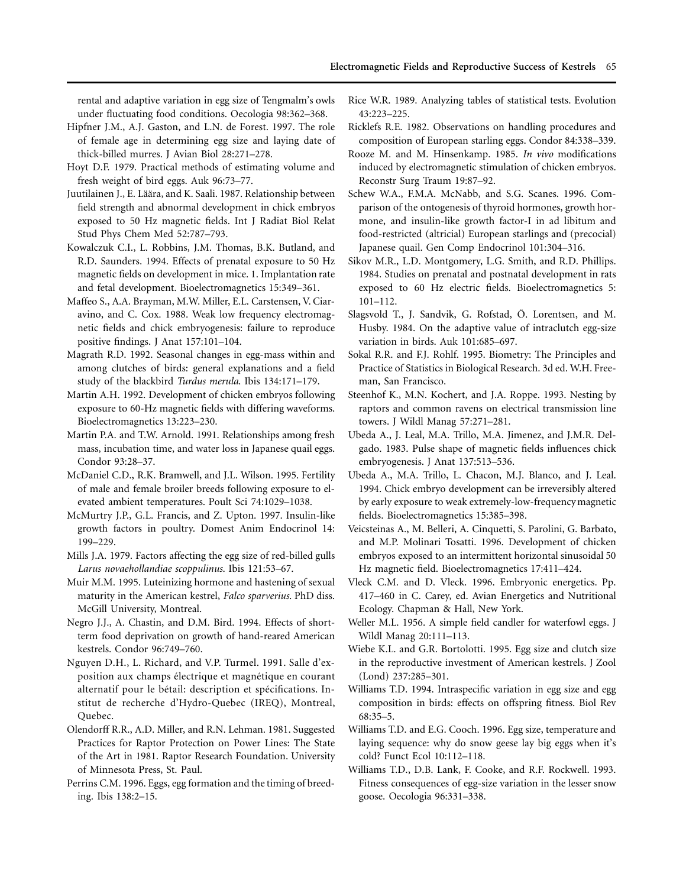rental and adaptive variation in egg size of Tengmalm's owls under fluctuating food conditions. Oecologia 98:362–368.

Hipfner J.M., A.J. Gaston, and L.N. de Forest. 1997. The role of female age in determining egg size and laying date of thick-billed murres. J Avian Biol 28:271–278.

Hoyt D.F. 1979. Practical methods of estimating volume and fresh weight of bird eggs. Auk 96:73–77.

Juutilainen J., E. Läära, and K. Saali. 1987. Relationship between field strength and abnormal development in chick embryos exposed to 50 Hz magnetic fields. Int J Radiat Biol Relat Stud Phys Chem Med 52:787–793.

Kowalczuk C.I., L. Robbins, J.M. Thomas, B.K. Butland, and R.D. Saunders. 1994. Effects of prenatal exposure to 50 Hz magnetic fields on development in mice. 1. Implantation rate and fetal development. Bioelectromagnetics 15:349–361.

Maffeo S., A.A. Brayman, M.W. Miller, E.L. Carstensen, V. Ciaravino, and C. Cox. 1988. Weak low frequency electromagnetic fields and chick embryogenesis: failure to reproduce positive findings. J Anat 157:101–104.

Magrath R.D. 1992. Seasonal changes in egg-mass within and among clutches of birds: general explanations and a field study of the blackbird *Turdus merula*. Ibis 134:171–179.

Martin A.H. 1992. Development of chicken embryos following exposure to 60-Hz magnetic fields with differing waveforms. Bioelectromagnetics 13:223–230.

Martin P.A. and T.W. Arnold. 1991. Relationships among fresh mass, incubation time, and water loss in Japanese quail eggs. Condor 93:28–37.

McDaniel C.D., R.K. Bramwell, and J.L. Wilson. 1995. Fertility of male and female broiler breeds following exposure to elevated ambient temperatures. Poult Sci 74:1029–1038.

McMurtry J.P., G.L. Francis, and Z. Upton. 1997. Insulin-like growth factors in poultry. Domest Anim Endocrinol 14: 199–229.

Mills J.A. 1979. Factors affecting the egg size of red-billed gulls *Larus novaehollandiae scoppulinus*. Ibis 121:53–67.

Muir M.M. 1995. Luteinizing hormone and hastening of sexual maturity in the American kestrel, *Falco sparverius*. PhD diss. McGill University, Montreal.

Negro J.J., A. Chastin, and D.M. Bird. 1994. Effects of short-term food deprivation on growth of hand-reared American kestrels. Condor 96:749–760.

Nguyen D.H., L. Richard, and V.P. Turmel. 1991. Salle d'exposition aux champs électrique et magnétique en courant alternatif pour le bétail: description et spécifications. Institut de recherche d'Hydro-Quebec (IREQ), Montreal, Quebec.

Olendorff R.R., A.D. Miller, and R.N. Lehman. 1981. Suggested Practices for Raptor Protection on Power Lines: The State of the Art in 1981. Raptor Research Foundation. University of Minnesota Press, St. Paul.

Perrins C.M. 1996. Eggs, egg formation and the timing of breeding. Ibis 138:2–15.

Rice W.R. 1989. Analyzing tables of statistical tests. Evolution 43:223–225.

Ricklefs R.E. 1982. Observations on handling procedures and composition of European starling eggs. Condor 84:338–339.

Rooze M. and M. Hinsenkamp. 1985. *In vivo* modifications induced by electromagnetic stimulation of chicken embryos. Reconstr Surg Traum 19:87–92.

Schew W.A., F.M.A. McNabb, and S.G. Scanes. 1996. Comparison of the ontogenesis of thyroid hormones, growth hormone, and insulin-like growth factor-I in ad libitum and food-restricted (altricial) European starlings and (precocial) Japanese quail. Gen Comp Endocrinol 101:304–316.

Sikov M.R., L.D. Montgomery, L.G. Smith, and R.D. Phillips. 1984. Studies on prenatal and postnatal development in rats exposed to 60 Hz electric fields. Bioelectromagnetics 5: 101–112.

Slagsvold T., J. Sandvik, G. Rofstad, Ö. Lorentsen, and M. Husby. 1984. On the adaptive value of intraclutch egg-size variation in birds. Auk 101:685–697.

Sokal R.R. and F.J. Rohlf. 1995. Biometry: The Principles and Practice of Statistics in Biological Research. 3d ed. W.H. Freeman, San Francisco.

Steenhof K., M.N. Kochert, and J.A. Roppe. 1993. Nesting by raptors and common ravens on electrical transmission line towers. J Wildl Manag 57:271–281.

Ubeda A., J. Leal, M.A. Trillo, M.A. Jimenez, and J.M.R. Delgado. 1983. Pulse shape of magnetic fields influences chick embryogenesis. J Anat 137:513–536.

Ubeda A., M.A. Trillo, L. Chacon, M.J. Blanco, and J. Leal. 1994. Chick embryo development can be irreversibly altered by early exposure to weak extremely-low-frequency magnetic fields. Bioelectromagnetics 15:385–398.

Veicsteinas A., M. Belleri, A. Cinquetti, S. Parolini, G. Barbato, and M.P. Molinari Tosatti. 1996. Development of chicken embryos exposed to an intermittent horizontal sinusoidal 50 Hz magnetic field. Bioelectromagnetics 17:411–424.

Vleck C.M. and D. Vleck. 1996. Embryonic energetics. Pp. 417–460 in C. Carey, ed. Avian Energetics and Nutritional Ecology. Chapman & Hall, New York.

Weller M.L. 1956. A simple field candler for waterfowl eggs. J Wildl Manag 20:111–113.

Wiebe K.L. and G.R. Bortolotti. 1995. Egg size and clutch size in the reproductive investment of American kestrels. J Zool (Lond) 237:285–301.

Williams T.D. 1994. Intraspecific variation in egg size and egg composition in birds: effects on offspring fitness. Biol Rev 68:35–5.

Williams T.D. and E.G. Cooch. 1996. Egg size, temperature and laying sequence: why do snow geese lay big eggs when it's cold? Funct Ecol 10:112–118.

Williams T.D., D.B. Lank, F. Cooke, and R.F. Rockwell. 1993. Fitness consequences of egg-size variation in the lesser snow goose. Oecologia 96:331–338.